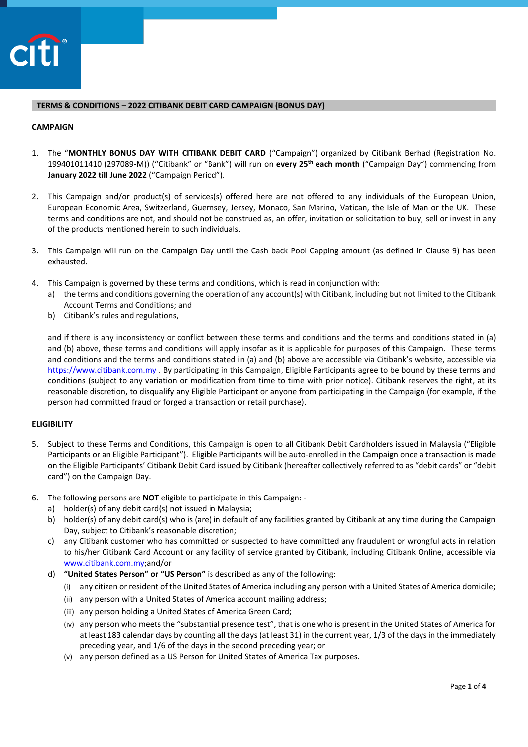## TERMS & CONDITIONS – 2022 CITIBANK DEBIT CARD CAMPAIGN (BONUS DAY)

### CAMPAIGN

1. The "**MONTHLY BONUS DAY WITH CITIBANK DEBIT CARD** ("Campaign") organized by Citibank Berhad (Registration No. 199401011410 (297089-M)) ("Citibank" or "Bank") will run on **every 25th each month** ("Campaign Day") commencing from **January 2022 till June 2022** ("Campaign Period").

2. This Campaign and/or product(s) of services(s) offered here are not offered to any individuals of the European Union, European Economic Area, Switzerland, Guernsey, Jersey, Monaco, San Marino, Vatican, the Isle of Man or the UK. These terms and conditions are not, and should not be construed as, an offer, invitation or solicitation to buy, sell or invest in any of the products mentioned herein to such individuals.

3. This Campaign will run on the Campaign Day until the Cash back Pool Capping amount (as defined in Clause 9) has been exhausted.

4. This Campaign is governed by these terms and conditions, which is read in conjunction with:
   a) the terms and conditions governing the operation of any account(s) with Citibank, including but not limited to the Citibank Account Terms and Conditions; and
   b) Citibank's rules and regulations,

   and if there is any inconsistency or conflict between these terms and conditions and the terms and conditions stated in (a) and (b) above, these terms and conditions will apply insofar as it is applicable for purposes of this Campaign. These terms and conditions and the terms and conditions stated in (a) and (b) above are accessible via Citibank's website, accessible via https://www.citibank.com.my . By participating in this Campaign, Eligible Participants agree to be bound by these terms and conditions (subject to any variation or modification from time to time with prior notice). Citibank reserves the right, at its reasonable discretion, to disqualify any Eligible Participant or anyone from participating in the Campaign (for example, if the person had committed fraud or forged a transaction or retail purchase).

### ELIGIBILITY

5. Subject to these Terms and Conditions, this Campaign is open to all Citibank Debit Cardholders issued in Malaysia ("Eligible Participants or an Eligible Participant"). Eligible Participants will be auto-enrolled in the Campaign once a transaction is made on the Eligible Participants' Citibank Debit Card issued by Citibank (hereafter collectively referred to as "debit cards" or "debit card") on the Campaign Day.

6. The following persons are **NOT** eligible to participate in this Campaign: -
   a) holder(s) of any debit card(s) not issued in Malaysia;
   b) holder(s) of any debit card(s) who is (are) in default of any facilities granted by Citibank at any time during the Campaign Day, subject to Citibank's reasonable discretion;
   c) any Citibank customer who has committed or suspected to have committed any fraudulent or wrongful acts in relation to his/her Citibank Card Account or any facility of service granted by Citibank, including Citibank Online, accessible via www.citibank.com.my;and/or
   d) **"United States Person" or "US Person"** is described as any of the following:
      (i) any citizen or resident of the United States of America including any person with a United States of America domicile;
      (ii) any person with a United States of America account mailing address;
      (iii) any person holding a United States of America Green Card;
      (iv) any person who meets the "substantial presence test", that is one who is present in the United States of America for at least 183 calendar days by counting all the days (at least 31) in the current year, 1/3 of the days in the immediately preceding year, and 1/6 of the days in the second preceding year; or
      (v) any person defined as a US Person for United States of America Tax purposes.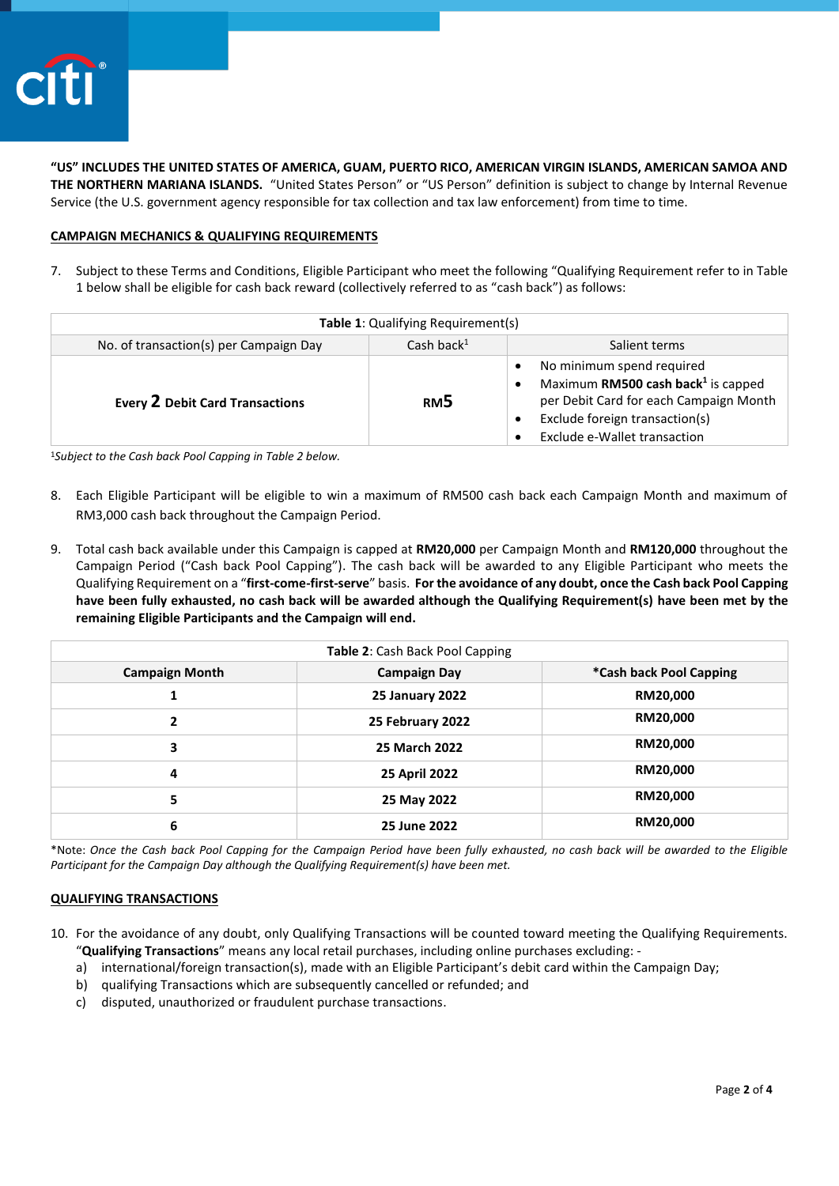**"US" INCLUDES THE UNITED STATES OF AMERICA, GUAM, PUERTO RICO, AMERICAN VIRGIN ISLANDS, AMERICAN SAMOA AND THE NORTHERN MARIANA ISLANDS.** "United States Person" or "US Person" definition is subject to change by Internal Revenue Service (the U.S. government agency responsible for tax collection and tax law enforcement) from time to time.

**CAMPAIGN MECHANICS & QUALIFYING REQUIREMENTS**

7. Subject to these Terms and Conditions, Eligible Participant who meet the following "Qualifying Requirement refer to in Table 1 below shall be eligible for cash back reward (collectively referred to as "cash back") as follows:

| **Table 1**: Qualifying Requirement(s) | | |
|---|---|---|
| No. of transaction(s) per Campaign Day | Cash back[1] | Salient terms |
| **Every 2 Debit Card Transactions** | **RM5** | • No minimum spend required<br>• Maximum **RM500 cash back[1]** is capped per Debit Card for each Campaign Month<br>• Exclude foreign transaction(s)<br>• Exclude e-Wallet transaction |

[1]*Subject to the Cash back Pool Capping in Table 2 below.*

8. Each Eligible Participant will be eligible to win a maximum of RM500 cash back each Campaign Month and maximum of RM3,000 cash back throughout the Campaign Period.

9. Total cash back available under this Campaign is capped at **RM20,000** per Campaign Month and **RM120,000** throughout the Campaign Period ("Cash back Pool Capping"). The cash back will be awarded to any Eligible Participant who meets the Qualifying Requirement on a "**first-come-first-serve**" basis. **For the avoidance of any doubt, once the Cash back Pool Capping have been fully exhausted, no cash back will be awarded although the Qualifying Requirement(s) have been met by the remaining Eligible Participants and the Campaign will end.**

| **Table 2**: Cash Back Pool Capping | | |
|---|---|---|
| **Campaign Month** | **Campaign Day** | **\*Cash back Pool Capping** |
| **1** | **25 January 2022** | **RM20,000** |
| **2** | **25 February 2022** | **RM20,000** |
| **3** | **25 March 2022** | **RM20,000** |
| **4** | **25 April 2022** | **RM20,000** |
| **5** | **25 May 2022** | **RM20,000** |
| **6** | **25 June 2022** | **RM20,000** |

\*Note: *Once the Cash back Pool Capping for the Campaign Period have been fully exhausted, no cash back will be awarded to the Eligible Participant for the Campaign Day although the Qualifying Requirement(s) have been met.*

**QUALIFYING TRANSACTIONS**

10. For the avoidance of any doubt, only Qualifying Transactions will be counted toward meeting the Qualifying Requirements. "**Qualifying Transactions**" means any local retail purchases, including online purchases excluding: -
    a) international/foreign transaction(s), made with an Eligible Participant's debit card within the Campaign Day;
    b) qualifying Transactions which are subsequently cancelled or refunded; and
    c) disputed, unauthorized or fraudulent purchase transactions.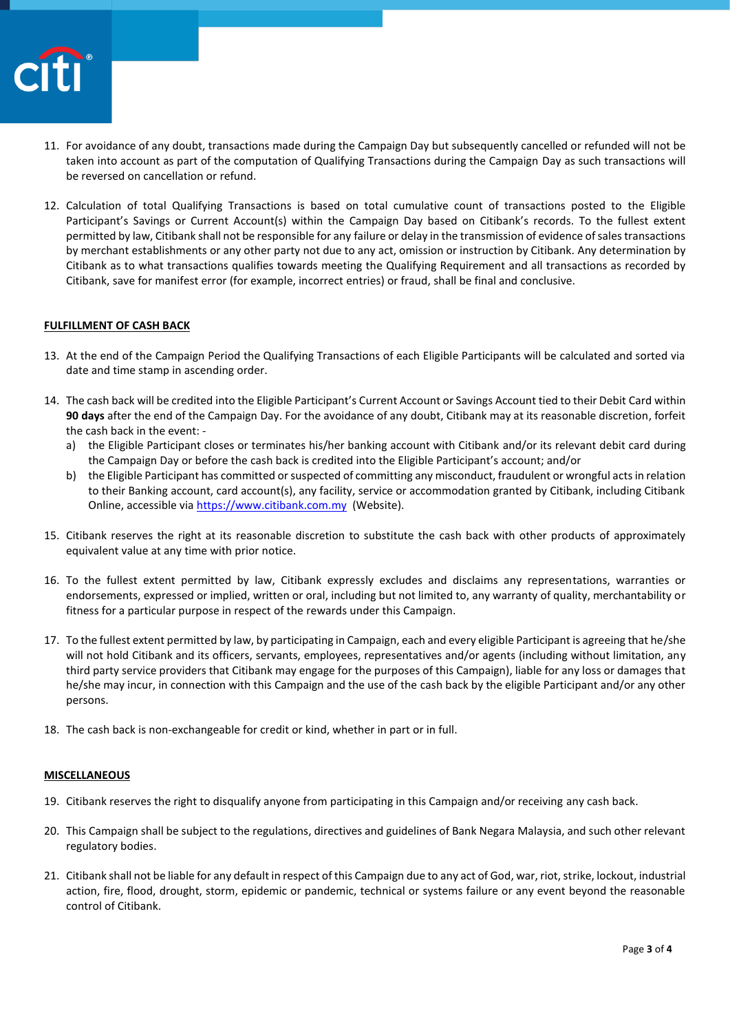11. For avoidance of any doubt, transactions made during the Campaign Day but subsequently cancelled or refunded will not be taken into account as part of the computation of Qualifying Transactions during the Campaign Day as such transactions will be reversed on cancellation or refund.

12. Calculation of total Qualifying Transactions is based on total cumulative count of transactions posted to the Eligible Participant's Savings or Current Account(s) within the Campaign Day based on Citibank's records. To the fullest extent permitted by law, Citibank shall not be responsible for any failure or delay in the transmission of evidence of sales transactions by merchant establishments or any other party not due to any act, omission or instruction by Citibank. Any determination by Citibank as to what transactions qualifies towards meeting the Qualifying Requirement and all transactions as recorded by Citibank, save for manifest error (for example, incorrect entries) or fraud, shall be final and conclusive.

**FULFILLMENT OF CASH BACK**

13. At the end of the Campaign Period the Qualifying Transactions of each Eligible Participants will be calculated and sorted via date and time stamp in ascending order.

14. The cash back will be credited into the Eligible Participant's Current Account or Savings Account tied to their Debit Card within **90 days** after the end of the Campaign Day. For the avoidance of any doubt, Citibank may at its reasonable discretion, forfeit the cash back in the event: -
    a) the Eligible Participant closes or terminates his/her banking account with Citibank and/or its relevant debit card during the Campaign Day or before the cash back is credited into the Eligible Participant's account; and/or
    b) the Eligible Participant has committed or suspected of committing any misconduct, fraudulent or wrongful acts in relation to their Banking account, card account(s), any facility, service or accommodation granted by Citibank, including Citibank Online, accessible via https://www.citibank.com.my (Website).

15. Citibank reserves the right at its reasonable discretion to substitute the cash back with other products of approximately equivalent value at any time with prior notice.

16. To the fullest extent permitted by law, Citibank expressly excludes and disclaims any representations, warranties or endorsements, expressed or implied, written or oral, including but not limited to, any warranty of quality, merchantability or fitness for a particular purpose in respect of the rewards under this Campaign.

17. To the fullest extent permitted by law, by participating in Campaign, each and every eligible Participant is agreeing that he/she will not hold Citibank and its officers, servants, employees, representatives and/or agents (including without limitation, any third party service providers that Citibank may engage for the purposes of this Campaign), liable for any loss or damages that he/she may incur, in connection with this Campaign and the use of the cash back by the eligible Participant and/or any other persons.

18. The cash back is non-exchangeable for credit or kind, whether in part or in full.

**MISCELLANEOUS**

19. Citibank reserves the right to disqualify anyone from participating in this Campaign and/or receiving any cash back.

20. This Campaign shall be subject to the regulations, directives and guidelines of Bank Negara Malaysia, and such other relevant regulatory bodies.

21. Citibank shall not be liable for any default in respect of this Campaign due to any act of God, war, riot, strike, lockout, industrial action, fire, flood, drought, storm, epidemic or pandemic, technical or systems failure or any event beyond the reasonable control of Citibank.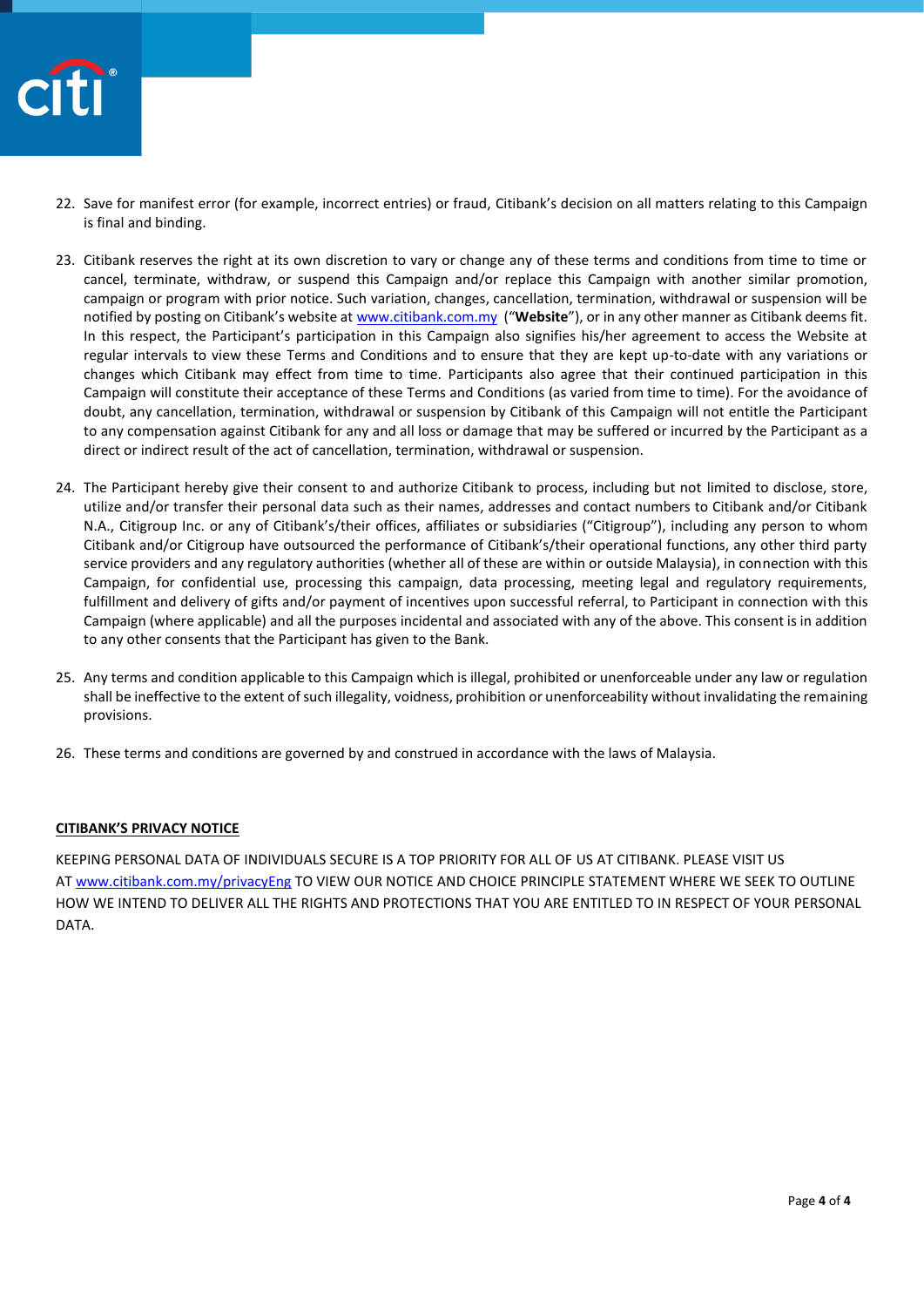22. Save for manifest error (for example, incorrect entries) or fraud, Citibank's decision on all matters relating to this Campaign is final and binding.

23. Citibank reserves the right at its own discretion to vary or change any of these terms and conditions from time to time or cancel, terminate, withdraw, or suspend this Campaign and/or replace this Campaign with another similar promotion, campaign or program with prior notice. Such variation, changes, cancellation, termination, withdrawal or suspension will be notified by posting on Citibank's website at www.citibank.com.my ("**Website**"), or in any other manner as Citibank deems fit. In this respect, the Participant's participation in this Campaign also signifies his/her agreement to access the Website at regular intervals to view these Terms and Conditions and to ensure that they are kept up-to-date with any variations or changes which Citibank may effect from time to time. Participants also agree that their continued participation in this Campaign will constitute their acceptance of these Terms and Conditions (as varied from time to time). For the avoidance of doubt, any cancellation, termination, withdrawal or suspension by Citibank of this Campaign will not entitle the Participant to any compensation against Citibank for any and all loss or damage that may be suffered or incurred by the Participant as a direct or indirect result of the act of cancellation, termination, withdrawal or suspension.

24. The Participant hereby give their consent to and authorize Citibank to process, including but not limited to disclose, store, utilize and/or transfer their personal data such as their names, addresses and contact numbers to Citibank and/or Citibank N.A., Citigroup Inc. or any of Citibank's/their offices, affiliates or subsidiaries ("Citigroup"), including any person to whom Citibank and/or Citigroup have outsourced the performance of Citibank's/their operational functions, any other third party service providers and any regulatory authorities (whether all of these are within or outside Malaysia), in connection with this Campaign, for confidential use, processing this campaign, data processing, meeting legal and regulatory requirements, fulfillment and delivery of gifts and/or payment of incentives upon successful referral, to Participant in connection with this Campaign (where applicable) and all the purposes incidental and associated with any of the above. This consent is in addition to any other consents that the Participant has given to the Bank.

25. Any terms and condition applicable to this Campaign which is illegal, prohibited or unenforceable under any law or regulation shall be ineffective to the extent of such illegality, voidness, prohibition or unenforceability without invalidating the remaining provisions.

26. These terms and conditions are governed by and construed in accordance with the laws of Malaysia.

**CITIBANK'S PRIVACY NOTICE**

KEEPING PERSONAL DATA OF INDIVIDUALS SECURE IS A TOP PRIORITY FOR ALL OF US AT CITIBANK. PLEASE VISIT US AT www.citibank.com.my/privacyEng TO VIEW OUR NOTICE AND CHOICE PRINCIPLE STATEMENT WHERE WE SEEK TO OUTLINE HOW WE INTEND TO DELIVER ALL THE RIGHTS AND PROTECTIONS THAT YOU ARE ENTITLED TO IN RESPECT OF YOUR PERSONAL DATA.